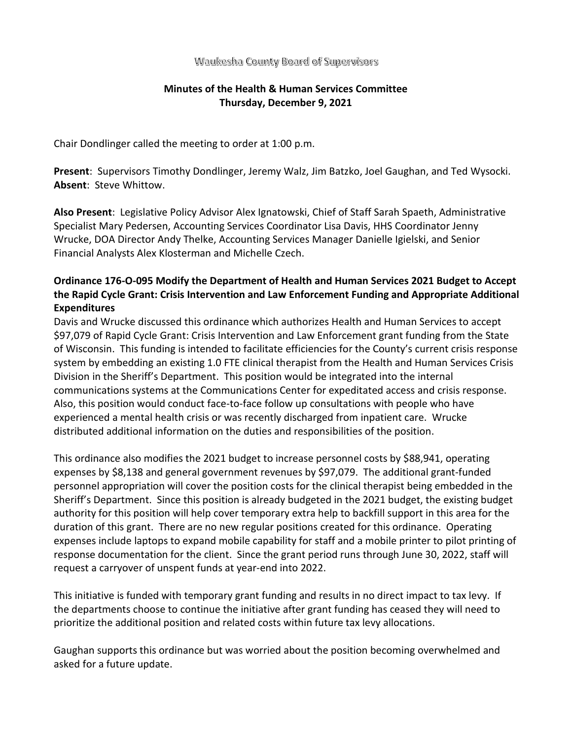Waukesha County Board of Supervisors

## Minutes of the Health & Human Services Committee
## Thursday, December 9, 2021

Chair Dondlinger called the meeting to order at 1:00 p.m.

**Present**: Supervisors Timothy Dondlinger, Jeremy Walz, Jim Batzko, Joel Gaughan, and Ted Wysocki.
**Absent**: Steve Whittow.

**Also Present**: Legislative Policy Advisor Alex Ignatowski, Chief of Staff Sarah Spaeth, Administrative Specialist Mary Pedersen, Accounting Services Coordinator Lisa Davis, HHS Coordinator Jenny Wrucke, DOA Director Andy Thelke, Accounting Services Manager Danielle Igielski, and Senior Financial Analysts Alex Klosterman and Michelle Czech.

### Ordinance 176-O-095 Modify the Department of Health and Human Services 2021 Budget to Accept the Rapid Cycle Grant: Crisis Intervention and Law Enforcement Funding and Appropriate Additional Expenditures

Davis and Wrucke discussed this ordinance which authorizes Health and Human Services to accept $97,079 of Rapid Cycle Grant: Crisis Intervention and Law Enforcement grant funding from the State of Wisconsin. This funding is intended to facilitate efficiencies for the County's current crisis response system by embedding an existing 1.0 FTE clinical therapist from the Health and Human Services Crisis Division in the Sheriff's Department. This position would be integrated into the internal communications systems at the Communications Center for expeditated access and crisis response. Also, this position would conduct face-to-face follow up consultations with people who have experienced a mental health crisis or was recently discharged from inpatient care. Wrucke distributed additional information on the duties and responsibilities of the position.

This ordinance also modifies the 2021 budget to increase personnel costs by $88,941, operating expenses by $8,138 and general government revenues by $97,079. The additional grant-funded personnel appropriation will cover the position costs for the clinical therapist being embedded in the Sheriff's Department. Since this position is already budgeted in the 2021 budget, the existing budget authority for this position will help cover temporary extra help to backfill support in this area for the duration of this grant. There are no new regular positions created for this ordinance. Operating expenses include laptops to expand mobile capability for staff and a mobile printer to pilot printing of response documentation for the client. Since the grant period runs through June 30, 2022, staff will request a carryover of unspent funds at year-end into 2022.

This initiative is funded with temporary grant funding and results in no direct impact to tax levy. If the departments choose to continue the initiative after grant funding has ceased they will need to prioritize the additional position and related costs within future tax levy allocations.

Gaughan supports this ordinance but was worried about the position becoming overwhelmed and asked for a future update.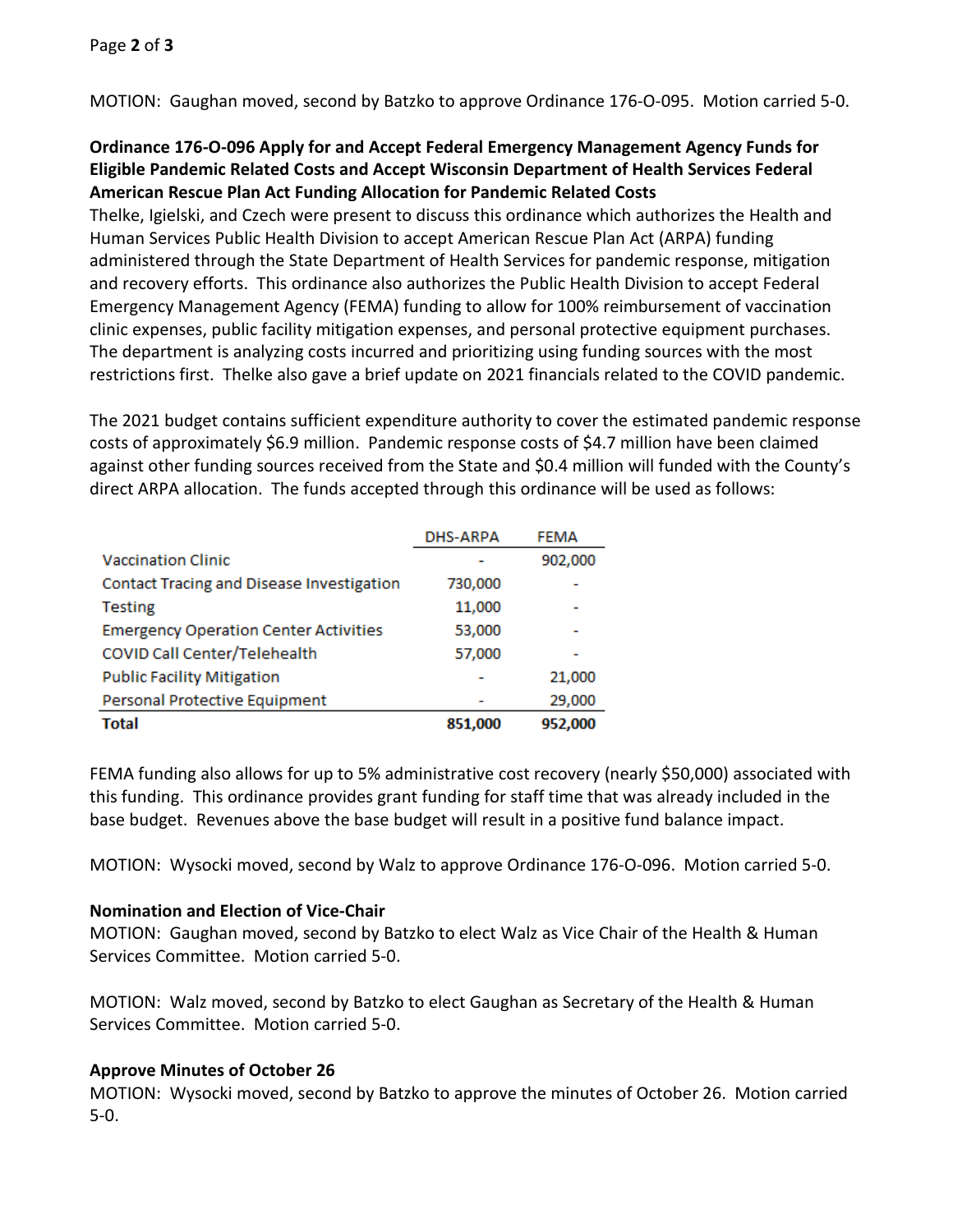MOTION: Gaughan moved, second by Batzko to approve Ordinance 176-O-095. Motion carried 5-0.

**Ordinance 176-O-096 Apply for and Accept Federal Emergency Management Agency Funds for Eligible Pandemic Related Costs and Accept Wisconsin Department of Health Services Federal American Rescue Plan Act Funding Allocation for Pandemic Related Costs**

Thelke, Igielski, and Czech were present to discuss this ordinance which authorizes the Health and Human Services Public Health Division to accept American Rescue Plan Act (ARPA) funding administered through the State Department of Health Services for pandemic response, mitigation and recovery efforts. This ordinance also authorizes the Public Health Division to accept Federal Emergency Management Agency (FEMA) funding to allow for 100% reimbursement of vaccination clinic expenses, public facility mitigation expenses, and personal protective equipment purchases. The department is analyzing costs incurred and prioritizing using funding sources with the most restrictions first. Thelke also gave a brief update on 2021 financials related to the COVID pandemic.

The 2021 budget contains sufficient expenditure authority to cover the estimated pandemic response costs of approximately $6.9 million. Pandemic response costs of $4.7 million have been claimed against other funding sources received from the State and $0.4 million will funded with the County's direct ARPA allocation. The funds accepted through this ordinance will be used as follows:

| | DHS-ARPA | FEMA |
|---|---|---|
| Vaccination Clinic | - | 902,000 |
| Contact Tracing and Disease Investigation | 730,000 | - |
| Testing | 11,000 | - |
| Emergency Operation Center Activities | 53,000 | - |
| COVID Call Center/Telehealth | 57,000 | - |
| Public Facility Mitigation | - | 21,000 |
| Personal Protective Equipment | - | 29,000 |
| **Total** | **851,000** | **952,000** |

FEMA funding also allows for up to 5% administrative cost recovery (nearly $50,000) associated with this funding. This ordinance provides grant funding for staff time that was already included in the base budget. Revenues above the base budget will result in a positive fund balance impact.

MOTION: Wysocki moved, second by Walz to approve Ordinance 176-O-096. Motion carried 5-0.

**Nomination and Election of Vice-Chair**

MOTION: Gaughan moved, second by Batzko to elect Walz as Vice Chair of the Health & Human Services Committee. Motion carried 5-0.

MOTION: Walz moved, second by Batzko to elect Gaughan as Secretary of the Health & Human Services Committee. Motion carried 5-0.

**Approve Minutes of October 26**

MOTION: Wysocki moved, second by Batzko to approve the minutes of October 26. Motion carried 5-0.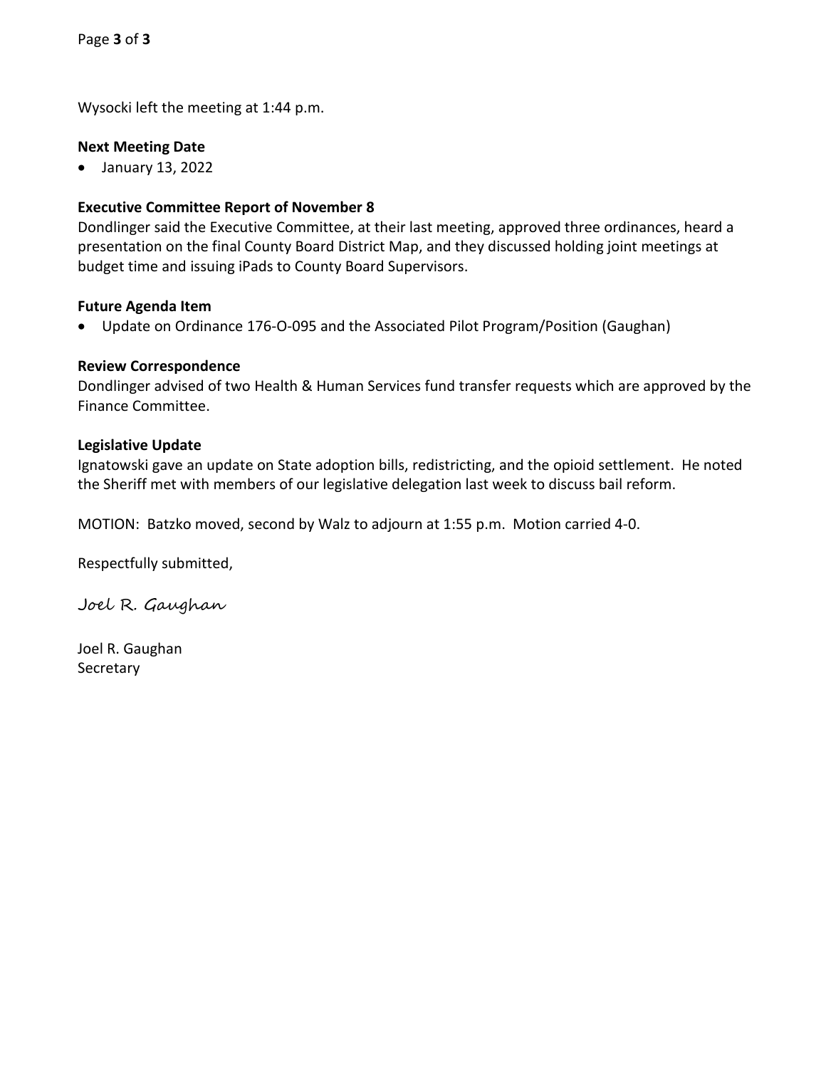Wysocki left the meeting at 1:44 p.m.

**Next Meeting Date**

- January 13, 2022

**Executive Committee Report of November 8**

Dondlinger said the Executive Committee, at their last meeting, approved three ordinances, heard a presentation on the final County Board District Map, and they discussed holding joint meetings at budget time and issuing iPads to County Board Supervisors.

**Future Agenda Item**

- Update on Ordinance 176-O-095 and the Associated Pilot Program/Position (Gaughan)

**Review Correspondence**

Dondlinger advised of two Health & Human Services fund transfer requests which are approved by the Finance Committee.

**Legislative Update**

Ignatowski gave an update on State adoption bills, redistricting, and the opioid settlement. He noted the Sheriff met with members of our legislative delegation last week to discuss bail reform.

MOTION: Batzko moved, second by Walz to adjourn at 1:55 p.m. Motion carried 4-0.

Respectfully submitted,

*Joel R. Gaughan*

Joel R. Gaughan
Secretary